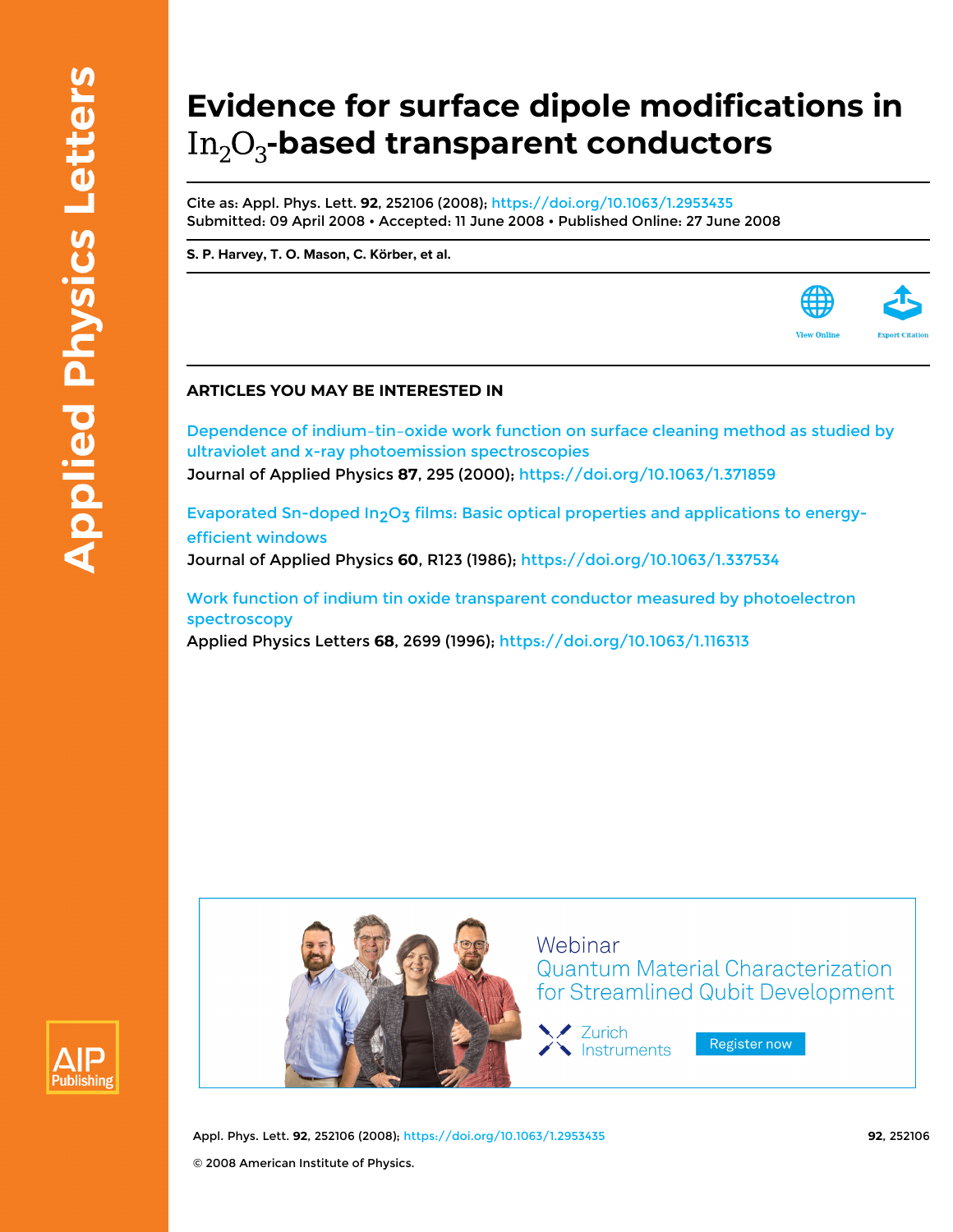# Evidence for surface dipole modifications in $In_2O_3$-based transparent conductors

Cite as: Appl. Phys. Lett. **92**, 252106 (2008); https://doi.org/10.1063/1.2953435
Submitted: 09 April 2008 • Accepted: 11 June 2008 • Published Online: 27 June 2008

**S. P. Harvey, T. O. Mason, C. Körber, et al.**

View Online

Export Citation

## ARTICLES YOU MAY BE INTERESTED IN

Dependence of indium-tin-oxide work function on surface cleaning method as studied by ultraviolet and x-ray photoemission spectroscopies
Journal of Applied Physics **87**, 295 (2000); https://doi.org/10.1063/1.371859

Evaporated Sn-doped $In_2O_3$ films: Basic optical properties and applications to energy-efficient windows
Journal of Applied Physics **60**, R123 (1986); https://doi.org/10.1063/1.337534

Work function of indium tin oxide transparent conductor measured by photoelectron spectroscopy
Applied Physics Letters **68**, 2699 (1996); https://doi.org/10.1063/1.116313

Webinar
Quantum Material Characterization for Streamlined Qubit Development

Zurich Instruments

Register now

© 2008 American Institute of Physics.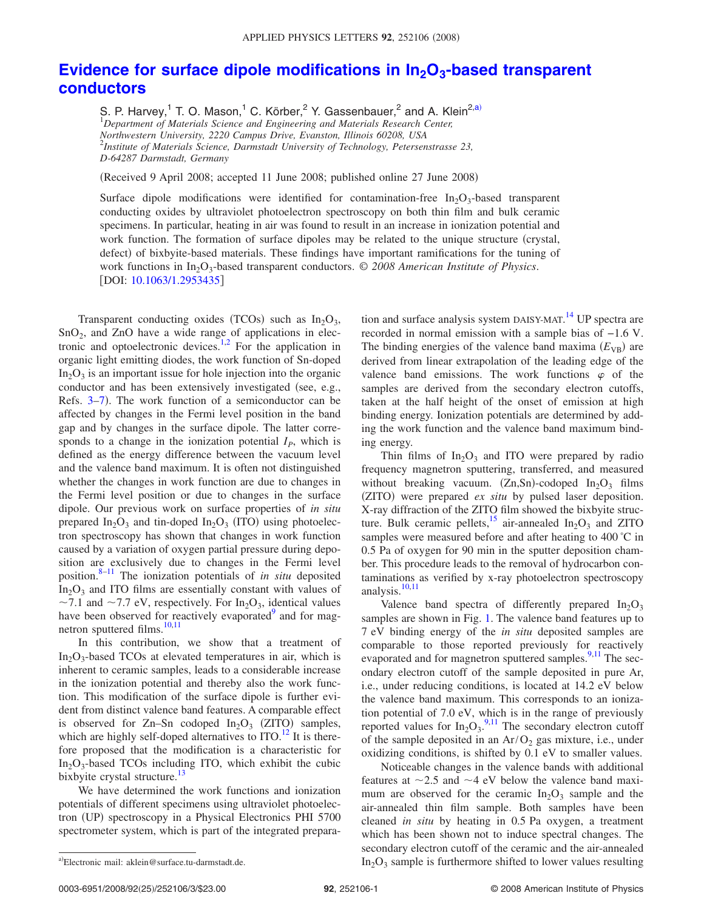# Evidence for surface dipole modifications in $In_2O_3$-based transparent conductors

S. P. Harvey,[1] T. O. Mason,[1] C. Körber,[2] Y. Gassenbauer,[2] and A. Klein[2,a)]

[1]*Department of Materials Science and Engineering and Materials Research Center, Northwestern University, 2220 Campus Drive, Evanston, Illinois 60208, USA*
[2]*Institute of Materials Science, Darmstadt University of Technology, Petersenstrasse 23, D-64287 Darmstadt, Germany*

(Received 9 April 2008; accepted 11 June 2008; published online 27 June 2008)

Surface dipole modifications were identified for contamination-free $In_2O_3$-based transparent conducting oxides by ultraviolet photoelectron spectroscopy on both thin film and bulk ceramic specimens. In particular, heating in air was found to result in an increase in ionization potential and work function. The formation of surface dipoles may be related to the unique structure (crystal, defect) of bixbyite-based materials. These findings have important ramifications for the tuning of work functions in $In_2O_3$-based transparent conductors. *© 2008 American Institute of Physics*. [DOI: 10.1063/1.2953435]

Transparent conducting oxides (TCOs) such as $In_2O_3$, $SnO_2$, and ZnO have a wide range of applications in electronic and optoelectronic devices.[1,2] For the application in organic light emitting diodes, the work function of Sn-doped $In_2O_3$ is an important issue for hole injection into the organic conductor and has been extensively investigated (see, e.g., Refs. 3–7). The work function of a semiconductor can be affected by changes in the Fermi level position in the band gap and by changes in the surface dipole. The latter corresponds to a change in the ionization potential $I_P$, which is defined as the energy difference between the vacuum level and the valence band maximum. It is often not distinguished whether the changes in work function are due to changes in the Fermi level position or due to changes in the surface dipole. Our previous work on surface properties of *in situ* prepared $In_2O_3$ and tin-doped $In_2O_3$ (ITO) using photoelectron spectroscopy has shown that changes in work function caused by a variation of oxygen partial pressure during deposition are exclusively due to changes in the Fermi level position.[8–11] The ionization potentials of *in situ* deposited $In_2O_3$ and ITO films are essentially constant with values of ~7.1 and ~7.7 eV, respectively. For $In_2O_3$, identical values have been observed for reactively evaporated[9] and for magnetron sputtered films.[10,11]

In this contribution, we show that a treatment of $In_2O_3$-based TCOs at elevated temperatures in air, which is inherent to ceramic samples, leads to a considerable increase in the ionization potential and thereby also the work function. This modification of the surface dipole is further evident from distinct valence band features. A comparable effect is observed for Zn–Sn codoped $In_2O_3$ (ZITO) samples, which are highly self-doped alternatives to ITO.[12] It is therefore proposed that the modification is a characteristic for $In_2O_3$-based TCOs including ITO, which exhibit the cubic bixbyite crystal structure.[13]

We have determined the work functions and ionization potentials of different specimens using ultraviolet photoelectron (UP) spectroscopy in a Physical Electronics PHI 5700 spectrometer system, which is part of the integrated preparation and surface analysis system DAISY-MAT.[14] UP spectra are recorded in normal emission with a sample bias of −1.6 V. The binding energies of the valence band maxima ($E_{VB}$) are derived from linear extrapolation of the leading edge of the valence band emissions. The work functions $\varphi$ of the samples are derived from the secondary electron cutoffs, taken at the half height of the onset of emission at high binding energy. Ionization potentials are determined by adding the work function and the valence band maximum binding energy.

Thin films of $In_2O_3$ and ITO were prepared by radio frequency magnetron sputtering, transferred, and measured without breaking vacuum. (Zn,Sn)-codoped $In_2O_3$ films (ZITO) were prepared *ex situ* by pulsed laser deposition. X-ray diffraction of the ZITO film showed the bixbyite structure. Bulk ceramic pellets,[15] air-annealed $In_2O_3$ and ZITO samples were measured before and after heating to 400 °C in 0.5 Pa of oxygen for 90 min in the sputter deposition chamber. This procedure leads to the removal of hydrocarbon contaminations as verified by x-ray photoelectron spectroscopy analysis.[10,11]

Valence band spectra of differently prepared $In_2O_3$ samples are shown in Fig. 1. The valence band features up to 7 eV binding energy of the *in situ* deposited samples are comparable to those reported previously for reactively evaporated and for magnetron sputtered samples.[9,11] The secondary electron cutoff of the sample deposited in pure Ar, i.e., under reducing conditions, is located at 14.2 eV below the valence band maximum. This corresponds to an ionization potential of 7.0 eV, which is in the range of previously reported values for $In_2O_3$.[9,11] The secondary electron cutoff of the sample deposited in an Ar/$O_2$ gas mixture, i.e., under oxidizing conditions, is shifted by 0.1 eV to smaller values.

Noticeable changes in the valence bands with additional features at ~2.5 and ~4 eV below the valence band maximum are observed for the ceramic $In_2O_3$ sample and the air-annealed thin film sample. Both samples have been cleaned *in situ* by heating in 0.5 Pa oxygen, a treatment which has been shown not to induce spectral changes. The secondary electron cutoff of the ceramic and the air-annealed $In_2O_3$ sample is furthermore shifted to lower values resulting

a)Electronic mail: aklein@surface.tu-darmstadt.de.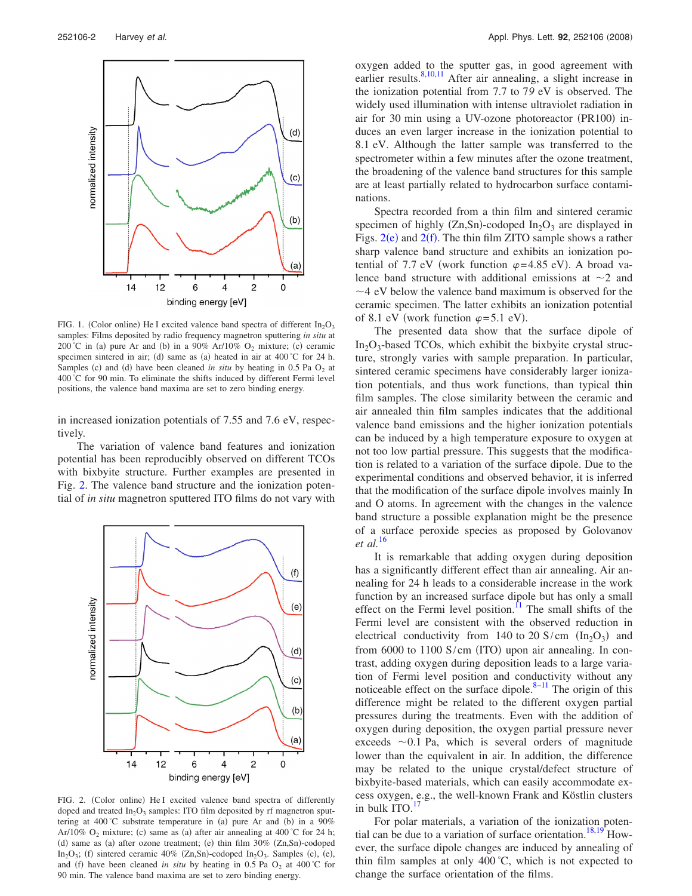FIG. 1. (Color online) He I excited valence band spectra of different $In_2O_3$ samples: Films deposited by radio frequency magnetron sputtering *in situ* at 200 °C in (a) pure Ar and (b) in a 90% Ar/10% $O_2$ mixture; (c) ceramic specimen sintered in air; (d) same as (a) heated in air at 400 °C for 24 h. Samples (c) and (d) have been cleaned *in situ* by heating in 0.5 Pa $O_2$ at 400 °C for 90 min. To eliminate the shifts induced by different Fermi level positions, the valence band maxima are set to zero binding energy.

in increased ionization potentials of 7.55 and 7.6 eV, respectively.

The variation of valence band features and ionization potential has been reproducibly observed on different TCOs with bixbyite structure. Further examples are presented in Fig. 2. The valence band structure and the ionization potential of *in situ* magnetron sputtered ITO films do not vary with

FIG. 2. (Color online) He I excited valence band spectra of differently doped and treated $In_2O_3$ samples: ITO film deposited by rf magnetron sputtering at 400 °C substrate temperature in (a) pure Ar and (b) in a 90% Ar/10% $O_2$ mixture; (c) same as (a) after air annealing at 400 °C for 24 h; (d) same as (a) after ozone treatment; (e) thin film 30% (Zn,Sn)-codoped $In_2O_3$; (f) sintered ceramic 40% (Zn,Sn)-codoped $In_2O_3$. Samples (c), (e), and (f) have been cleaned *in situ* by heating in 0.5 Pa $O_2$ at 400 °C for 90 min. The valence band maxima are set to zero binding energy.

oxygen added to the sputter gas, in good agreement with earlier results.[8,10,11] After air annealing, a slight increase in the ionization potential from 7.7 to 79 eV is observed. The widely used illumination with intense ultraviolet radiation in air for 30 min using a UV-ozone photoreactor (PR100) induces an even larger increase in the ionization potential to 8.1 eV. Although the latter sample was transferred to the spectrometer within a few minutes after the ozone treatment, the broadening of the valence band structures for this sample are at least partially related to hydrocarbon surface contaminations.

Spectra recorded from a thin film and sintered ceramic specimen of highly (Zn,Sn)-codoped $In_2O_3$ are displayed in Figs. 2(e) and 2(f). The thin film ZITO sample shows a rather sharp valence band structure and exhibits an ionization potential of 7.7 eV (work function $\varphi$=4.85 eV). A broad valence band structure with additional emissions at ~2 and ~4 eV below the valence band maximum is observed for the ceramic specimen. The latter exhibits an ionization potential of 8.1 eV (work function $\varphi$=5.1 eV).

The presented data show that the surface dipole of $In_2O_3$-based TCOs, which exhibit the bixbyite crystal structure, strongly varies with sample preparation. In particular, sintered ceramic specimens have considerably larger ionization potentials, and thus work functions, than typical thin film samples. The close similarity between the ceramic and air annealed thin film samples indicates that the additional valence band emissions and the higher ionization potentials can be induced by a high temperature exposure to oxygen at not too low partial pressure. This suggests that the modification is related to a variation of the surface dipole. Due to the experimental conditions and observed behavior, it is inferred that the modification of the surface dipole involves mainly In and O atoms. In agreement with the changes in the valence band structure a possible explanation might be the presence of a surface peroxide species as proposed by Golovanov *et al.*[16]

It is remarkable that adding oxygen during deposition has a significantly different effect than air annealing. Air annealing for 24 h leads to a considerable increase in the work function by an increased surface dipole but has only a small effect on the Fermi level position.[11] The small shifts of the Fermi level are consistent with the observed reduction in electrical conductivity from 140 to 20 S/cm ($In_2O_3$) and from 6000 to 1100 S/cm (ITO) upon air annealing. In contrast, adding oxygen during deposition leads to a large variation of Fermi level position and conductivity without any noticeable effect on the surface dipole.[8–11] The origin of this difference might be related to the different oxygen partial pressures during the treatments. Even with the addition of oxygen during deposition, the oxygen partial pressure never exceeds ~0.1 Pa, which is several orders of magnitude lower than the equivalent in air. In addition, the difference may be related to the unique crystal/defect structure of bixbyite-based materials, which can easily accommodate excess oxygen, e.g., the well-known Frank and Köstlin clusters in bulk ITO.[17]

For polar materials, a variation of the ionization potential can be due to a variation of surface orientation.[18,19] However, the surface dipole changes are induced by annealing of thin film samples at only 400 °C, which is not expected to change the surface orientation of the films.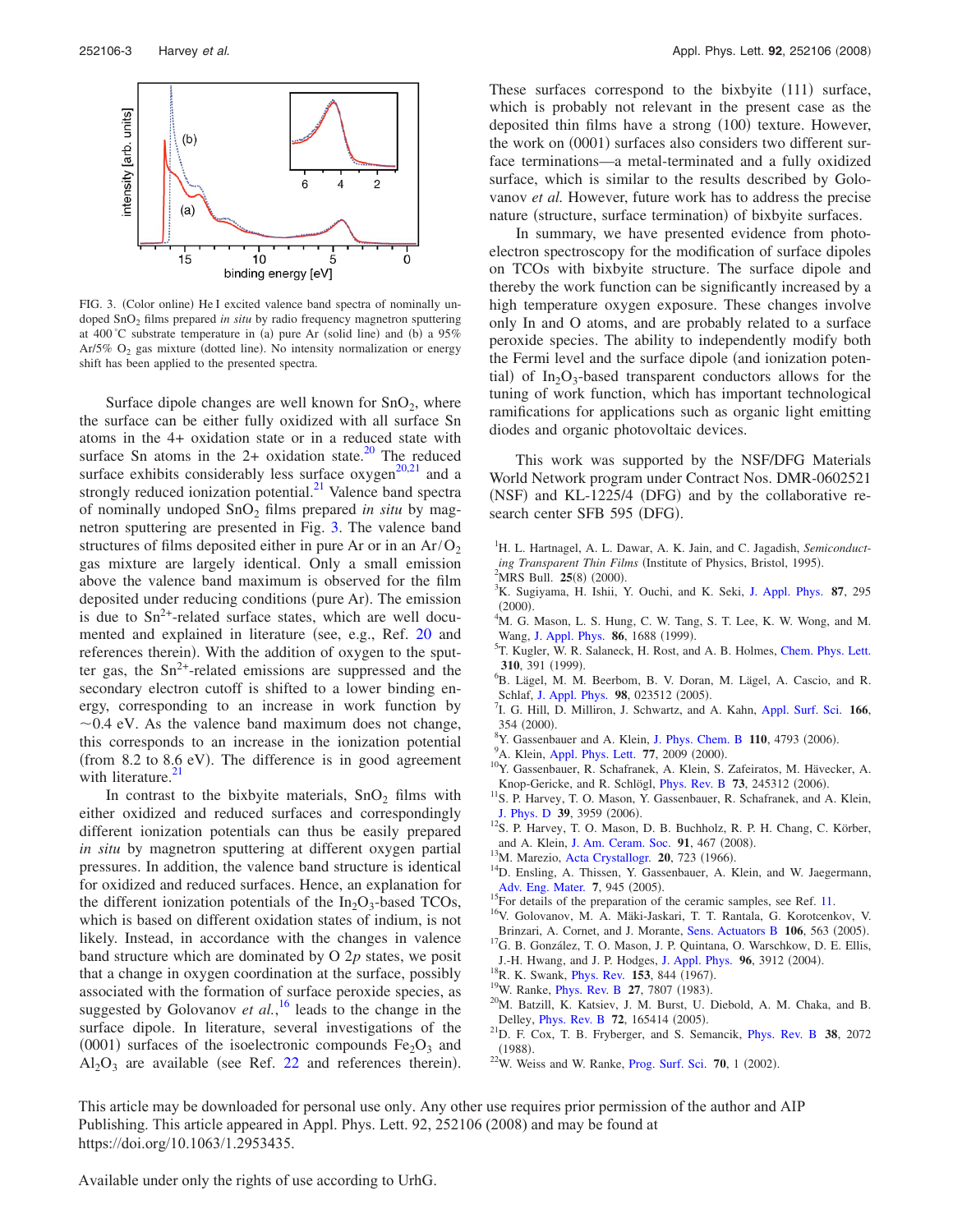intensity [arb. units]

(b)

(a)

6 4 2

15 10 5 0

binding energy [eV]

FIG. 3. (Color online) He I excited valence band spectra of nominally undoped $SnO_2$ films prepared *in situ* by radio frequency magnetron sputtering at 400 °C substrate temperature in (a) pure Ar (solid line) and (b) a 95% Ar/5% $O_2$ gas mixture (dotted line). No intensity normalization or energy shift has been applied to the presented spectra.

Surface dipole changes are well known for $SnO_2$, where the surface can be either fully oxidized with all surface Sn atoms in the 4+ oxidation state or in a reduced state with surface Sn atoms in the 2+ oxidation state.[20] The reduced surface exhibits considerably less surface oxygen[20,21] and a strongly reduced ionization potential.[21] Valence band spectra of nominally undoped $SnO_2$ films prepared *in situ* by magnetron sputtering are presented in Fig. 3. The valence band structures of films deposited either in pure Ar or in an $Ar/O_2$ gas mixture are largely identical. Only a small emission above the valence band maximum is observed for the film deposited under reducing conditions (pure Ar). The emission is due to $Sn^{2+}$-related surface states, which are well documented and explained in literature (see, e.g., Ref. 20 and references therein). With the addition of oxygen to the sputter gas, the $Sn^{2+}$-related emissions are suppressed and the secondary electron cutoff is shifted to a lower binding energy, corresponding to an increase in work function by $\sim$0.4 eV. As the valence band maximum does not change, this corresponds to an increase in the ionization potential (from 8.2 to 8.6 eV). The difference is in good agreement with literature.[21]

In contrast to the bixbyite materials, $SnO_2$ films with either oxidized and reduced surfaces and correspondingly different ionization potentials can thus be easily prepared *in situ* by magnetron sputtering at different oxygen partial pressures. In addition, the valence band structure is identical for oxidized and reduced surfaces. Hence, an explanation for the different ionization potentials of the $In_2O_3$-based TCOs, which is based on different oxidation states of indium, is not likely. Instead, in accordance with the changes in valence band structure which are dominated by O 2*p* states, we posit that a change in oxygen coordination at the surface, possibly associated with the formation of surface peroxide species, as suggested by Golovanov *et al.*,[16] leads to the change in the surface dipole. In literature, several investigations of the (0001) surfaces of the isoelectronic compounds $Fe_2O_3$ and $Al_2O_3$ are available (see Ref. 22 and references therein). These surfaces correspond to the bixbyite (111) surface, which is probably not relevant in the present case as the deposited thin films have a strong (100) texture. However, the work on (0001) surfaces also considers two different surface terminations—a metal-terminated and a fully oxidized surface, which is similar to the results described by Golovanov *et al.* However, future work has to address the precise nature (structure, surface termination) of bixbyite surfaces.

In summary, we have presented evidence from photoelectron spectroscopy for the modification of surface dipoles on TCOs with bixbyite structure. The surface dipole and thereby the work function can be significantly increased by a high temperature oxygen exposure. These changes involve only In and O atoms, and are probably related to a surface peroxide species. The ability to independently modify both the Fermi level and the surface dipole (and ionization potential) of $In_2O_3$-based transparent conductors allows for the tuning of work function, which has important technological ramifications for applications such as organic light emitting diodes and organic photovoltaic devices.

This work was supported by the NSF/DFG Materials World Network program under Contract Nos. DMR-0602521 (NSF) and KL-1225/4 (DFG) and by the collaborative research center SFB 595 (DFG).

[1] H. L. Hartnagel, A. L. Dawar, A. K. Jain, and C. Jagadish, *Semiconducting Transparent Thin Films* (Institute of Physics, Bristol, 1995).
[2] MRS Bull. **25**(8) (2000).
[3] K. Sugiyama, H. Ishii, Y. Ouchi, and K. Seki, J. Appl. Phys. **87**, 295 (2000).
[4] M. G. Mason, L. S. Hung, C. W. Tang, S. T. Lee, K. W. Wong, and M. Wang, J. Appl. Phys. **86**, 1688 (1999).
[5] T. Kugler, W. R. Salaneck, H. Rost, and A. B. Holmes, Chem. Phys. Lett. **310**, 391 (1999).
[6] B. Lägel, M. M. Beerbom, B. V. Doran, M. Lägel, A. Cascio, and R. Schlaf, J. Appl. Phys. **98**, 023512 (2005).
[7] I. G. Hill, D. Milliron, J. Schwartz, and A. Kahn, Appl. Surf. Sci. **166**, 354 (2000).
[8] Y. Gassenbauer and A. Klein, J. Phys. Chem. B **110**, 4793 (2006).
[9] A. Klein, Appl. Phys. Lett. **77**, 2009 (2000).
[10] Y. Gassenbauer, R. Schafranek, A. Klein, S. Zafeiratos, M. Hävecker, A. Knop-Gericke, and R. Schlögl, Phys. Rev. B **73**, 245312 (2006).
[11] S. P. Harvey, T. O. Mason, Y. Gassenbauer, R. Schafranek, and A. Klein, J. Phys. D **39**, 3959 (2006).
[12] S. P. Harvey, T. O. Mason, D. B. Buchholz, R. P. H. Chang, C. Körber, and A. Klein, J. Am. Ceram. Soc. **91**, 467 (2008).
[13] M. Marezio, Acta Crystallogr. **20**, 723 (1966).
[14] D. Ensling, A. Thissen, Y. Gassenbauer, A. Klein, and W. Jaegermann, Adv. Eng. Mater. **7**, 945 (2005).
[15] For details of the preparation of the ceramic samples, see Ref. 11.
[16] V. Golovanov, M. A. Mäki-Jaskari, T. T. Rantala, G. Korotcenkov, V. Brinzari, A. Cornet, and J. Morante, Sens. Actuators B **106**, 563 (2005).
[17] G. B. González, T. O. Mason, J. P. Quintana, O. Warschkow, D. E. Ellis, J.-H. Hwang, and J. P. Hodges, J. Appl. Phys. **96**, 3912 (2004).
[18] R. K. Swank, Phys. Rev. **153**, 844 (1967).
[19] W. Ranke, Phys. Rev. B **27**, 7807 (1983).
[20] M. Batzill, K. Katsiev, J. M. Burst, U. Diebold, A. M. Chaka, and B. Delley, Phys. Rev. B **72**, 165414 (2005).
[21] D. F. Cox, T. B. Fryberger, and S. Semancik, Phys. Rev. B **38**, 2072 (1988).
[22] W. Weiss and W. Ranke, Prog. Surf. Sci. **70**, 1 (2002).

This article may be downloaded for personal use only. Any other use requires prior permission of the author and AIP Publishing. This article appeared in Appl. Phys. Lett. 92, 252106 (2008) and may be found at https://doi.org/10.1063/1.2953435.

Available under only the rights of use according to UrhG.